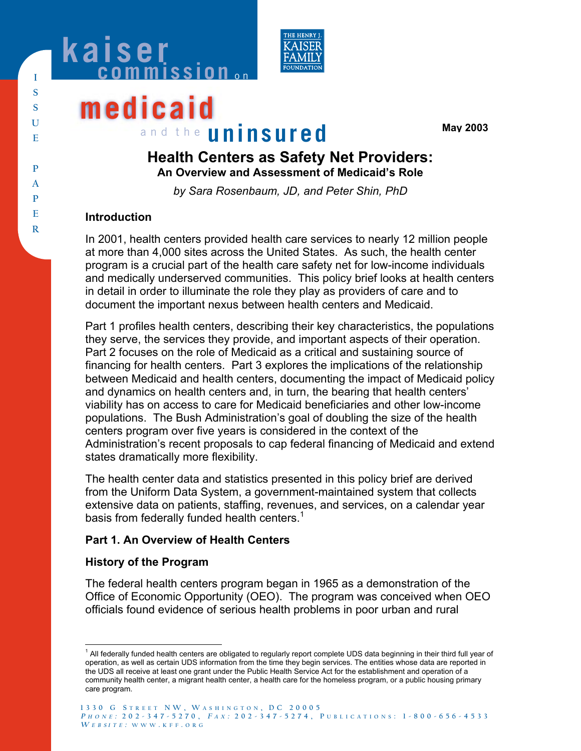kaiser commission on medicaid and the uninsured

ISSUE PAPER

May 2003

# Health Centers as Safety Net Providers:

## An Overview and Assessment of Medicaid's Role

*by Sara Rosenbaum, JD, and Peter Shin, PhD*

### Introduction

In 2001, health centers provided health care services to nearly 12 million people at more than 4,000 sites across the United States. As such, the health center program is a crucial part of the health care safety net for low-income individuals and medically underserved communities. This policy brief looks at health centers in detail in order to illuminate the role they play as providers of care and to document the important nexus between health centers and Medicaid.

Part 1 profiles health centers, describing their key characteristics, the populations they serve, the services they provide, and important aspects of their operation. Part 2 focuses on the role of Medicaid as a critical and sustaining source of financing for health centers. Part 3 explores the implications of the relationship between Medicaid and health centers, documenting the impact of Medicaid policy and dynamics on health centers and, in turn, the bearing that health centers' viability has on access to care for Medicaid beneficiaries and other low-income populations. The Bush Administration's goal of doubling the size of the health centers program over five years is considered in the context of the Administration's recent proposals to cap federal financing of Medicaid and extend states dramatically more flexibility.

The health center data and statistics presented in this policy brief are derived from the Uniform Data System, a government-maintained system that collects extensive data on patients, staffing, revenues, and services, on a calendar year basis from federally funded health centers.[1]

### Part 1. An Overview of Health Centers

### History of the Program

The federal health centers program began in 1965 as a demonstration of the Office of Economic Opportunity (OEO). The program was conceived when OEO officials found evidence of serious health problems in poor urban and rural

[1] All federally funded health centers are obligated to regularly report complete UDS data beginning in their third full year of operation, as well as certain UDS information from the time they begin services. The entities whose data are reported in the UDS all receive at least one grant under the Public Health Service Act for the establishment and operation of a community health center, a migrant health center, a health care for the homeless program, or a public housing primary care program.

1330 G Street NW, Washington, DC 20005
Phone: 202-347-5270, Fax: 202-347-5274, Publications: 1-800-656-4533
Website: www.kff.org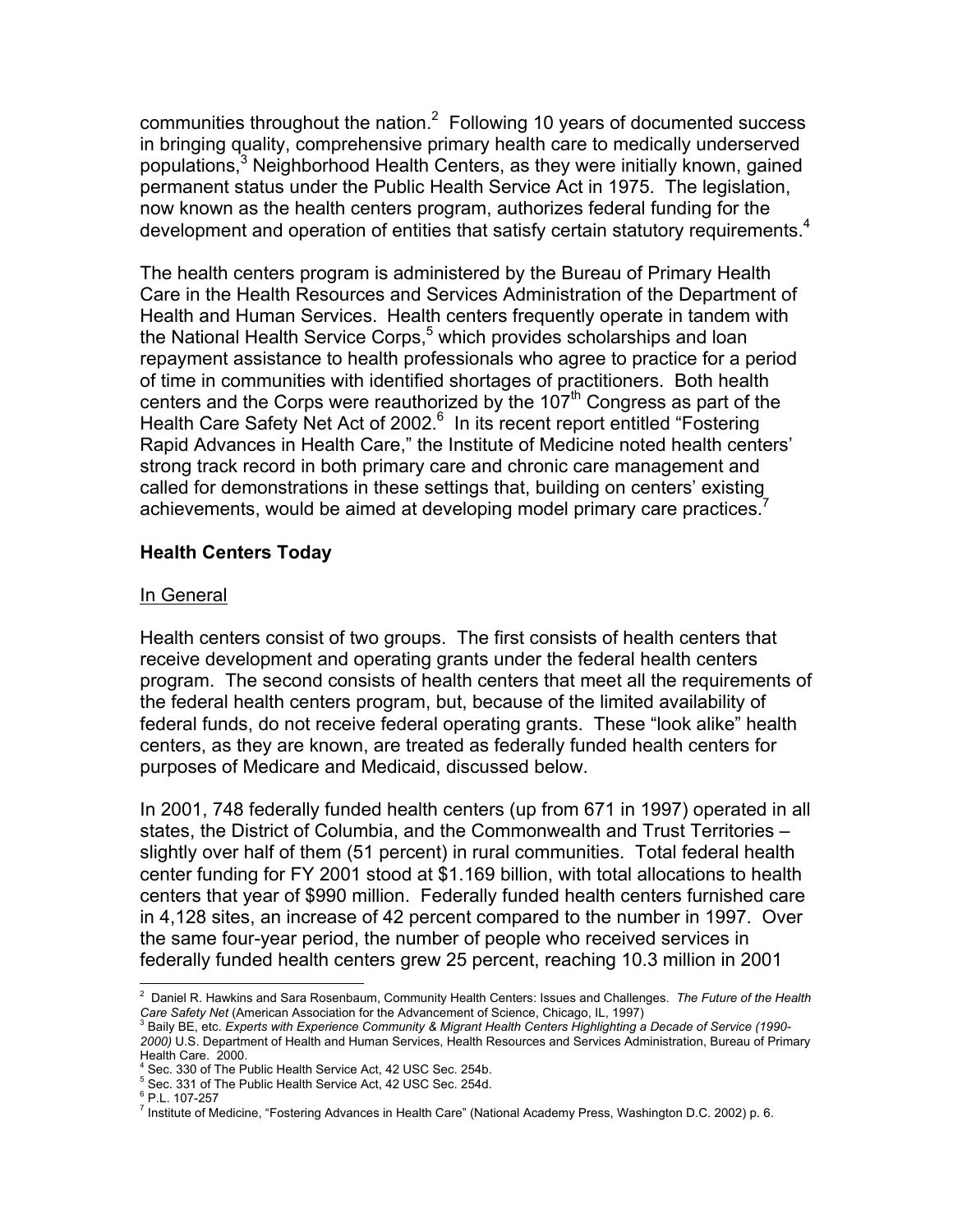communities throughout the nation.[2] Following 10 years of documented success in bringing quality, comprehensive primary health care to medically underserved populations,[3] Neighborhood Health Centers, as they were initially known, gained permanent status under the Public Health Service Act in 1975. The legislation, now known as the health centers program, authorizes federal funding for the development and operation of entities that satisfy certain statutory requirements.[4]

The health centers program is administered by the Bureau of Primary Health Care in the Health Resources and Services Administration of the Department of Health and Human Services. Health centers frequently operate in tandem with the National Health Service Corps,[5] which provides scholarships and loan repayment assistance to health professionals who agree to practice for a period of time in communities with identified shortages of practitioners. Both health centers and the Corps were reauthorized by the 107th Congress as part of the Health Care Safety Net Act of 2002.[6] In its recent report entitled "Fostering Rapid Advances in Health Care," the Institute of Medicine noted health centers' strong track record in both primary care and chronic care management and called for demonstrations in these settings that, building on centers' existing achievements, would be aimed at developing model primary care practices.[7]

## Health Centers Today

### In General

Health centers consist of two groups. The first consists of health centers that receive development and operating grants under the federal health centers program. The second consists of health centers that meet all the requirements of the federal health centers program, but, because of the limited availability of federal funds, do not receive federal operating grants. These "look alike" health centers, as they are known, are treated as federally funded health centers for purposes of Medicare and Medicaid, discussed below.

In 2001, 748 federally funded health centers (up from 671 in 1997) operated in all states, the District of Columbia, and the Commonwealth and Trust Territories – slightly over half of them (51 percent) in rural communities. Total federal health center funding for FY 2001 stood at $1.169 billion, with total allocations to health centers that year of $990 million. Federally funded health centers furnished care in 4,128 sites, an increase of 42 percent compared to the number in 1997. Over the same four-year period, the number of people who received services in federally funded health centers grew 25 percent, reaching 10.3 million in 2001

---

[2] Daniel R. Hawkins and Sara Rosenbaum, Community Health Centers: Issues and Challenges. *The Future of the Health Care Safety Net* (American Association for the Advancement of Science, Chicago, IL, 1997)

[3] Baily BE, etc. *Experts with Experience Community & Migrant Health Centers Highlighting a Decade of Service (1990-2000)* U.S. Department of Health and Human Services, Health Resources and Services Administration, Bureau of Primary Health Care. 2000.

[4] Sec. 330 of The Public Health Service Act, 42 USC Sec. 254b.

[5] Sec. 331 of The Public Health Service Act, 42 USC Sec. 254d.

[6] P.L. 107-257

[7] Institute of Medicine, "Fostering Advances in Health Care" (National Academy Press, Washington D.C. 2002) p. 6.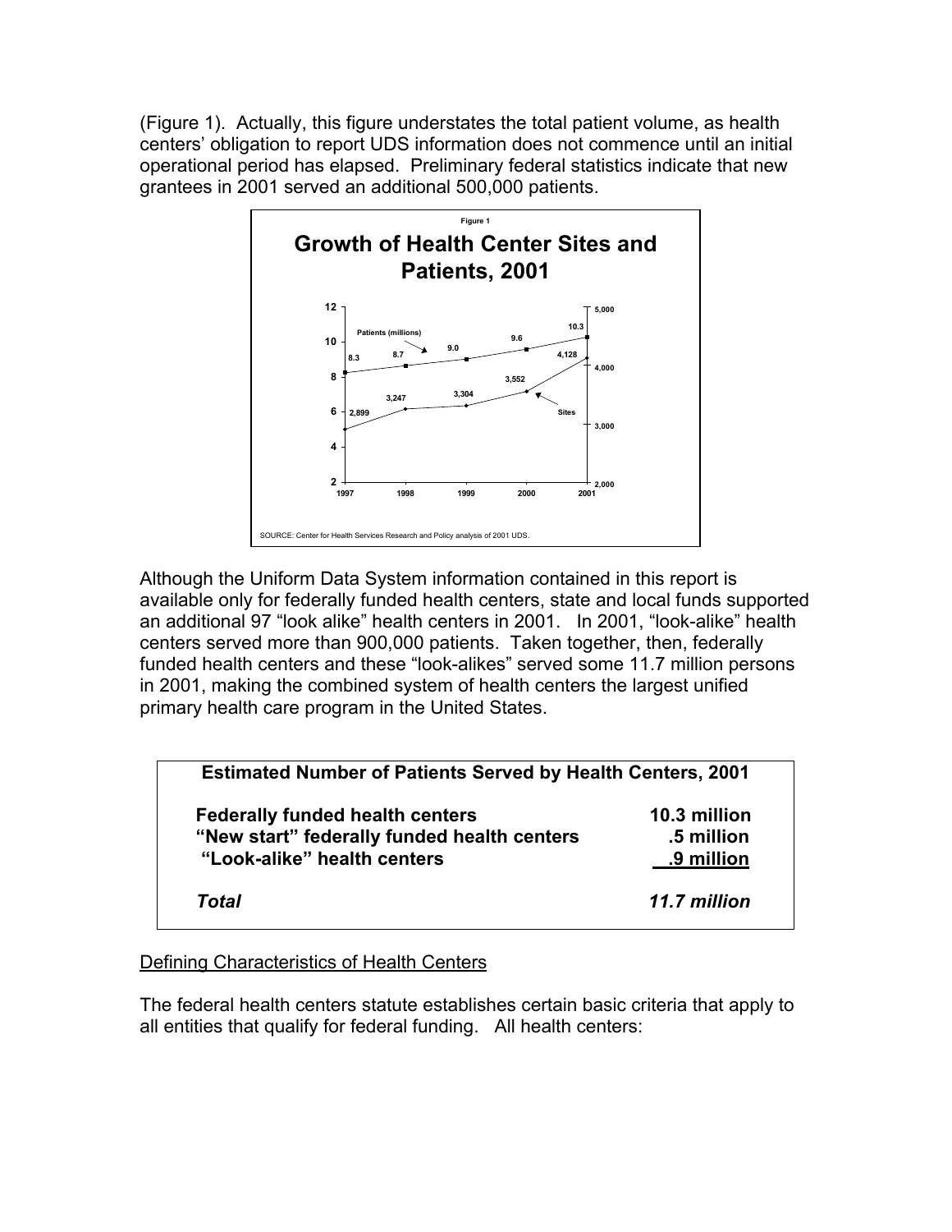(Figure 1). Actually, this figure understates the total patient volume, as health centers' obligation to report UDS information does not commence until an initial operational period has elapsed. Preliminary federal statistics indicate that new grantees in 2001 served an additional 500,000 patients.

Figure 1

**Growth of Health Center Sites and Patients, 2001**

| Year | Patients (millions) | Sites |
|---|---|---|
| 1997 | 8.3 | 2,899 |
| 1998 | 8.7 | 3,247 |
| 1999 | 9.0 | 3,304 |
| 2000 | 9.6 | 3,552 |
| 2001 | 10.3 | 4,128 |

SOURCE: Center for Health Services Research and Policy analysis of 2001 UDS.

Although the Uniform Data System information contained in this report is available only for federally funded health centers, state and local funds supported an additional 97 "look alike" health centers in 2001. In 2001, "look-alike" health centers served more than 900,000 patients. Taken together, then, federally funded health centers and these "look-alikes" served some 11.7 million persons in 2001, making the combined system of health centers the largest unified primary health care program in the United States.

| **Estimated Number of Patients Served by Health Centers, 2001** | |
|---|---|
| **Federally funded health centers** | **10.3 million** |
| **"New start" federally funded health centers** | **.5 million** |
| **"Look-alike" health centers** | **.9 million** |
| ***Total*** | ***11.7 million*** |

Defining Characteristics of Health Centers

The federal health centers statute establishes certain basic criteria that apply to all entities that qualify for federal funding. All health centers: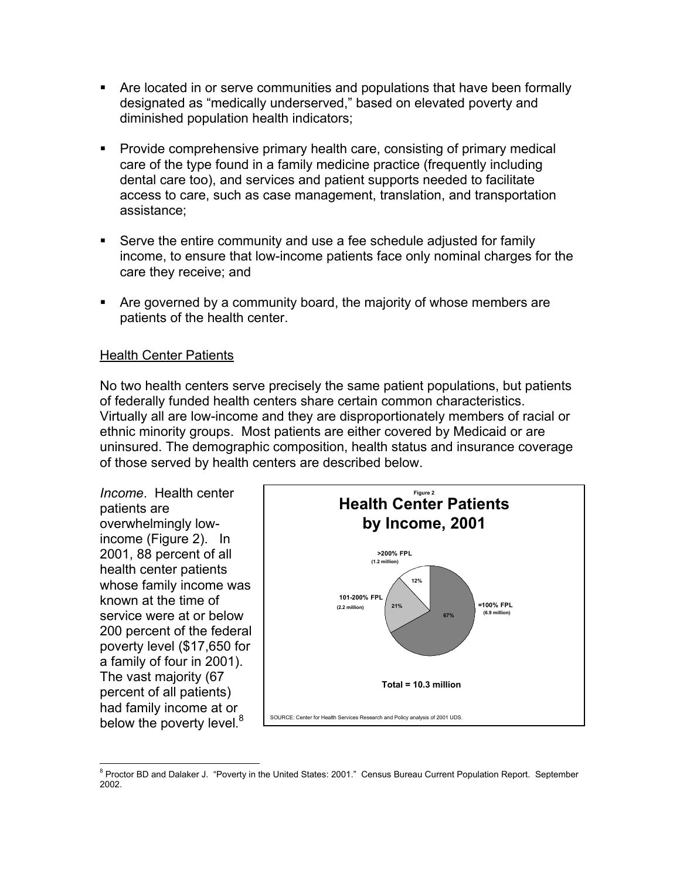- Are located in or serve communities and populations that have been formally designated as "medically underserved," based on elevated poverty and diminished population health indicators;

- Provide comprehensive primary health care, consisting of primary medical care of the type found in a family medicine practice (frequently including dental care too), and services and patient supports needed to facilitate access to care, such as case management, translation, and transportation assistance;

- Serve the entire community and use a fee schedule adjusted for family income, to ensure that low-income patients face only nominal charges for the care they receive; and

- Are governed by a community board, the majority of whose members are patients of the health center.

## Health Center Patients

No two health centers serve precisely the same patient populations, but patients of federally funded health centers share certain common characteristics. Virtually all are low-income and they are disproportionately members of racial or ethnic minority groups. Most patients are either covered by Medicaid or are uninsured. The demographic composition, health status and insurance coverage of those served by health centers are described below.

*Income*. Health center patients are overwhelmingly low-income (Figure 2). In 2001, 88 percent of all health center patients whose family income was known at the time of service were at or below 200 percent of the federal poverty level ($17,650 for a family of four in 2001). The vast majority (67 percent of all patients) had family income at or below the poverty level.[8]

Figure 2

**Health Center Patients by Income, 2001**

- =100% FPL (6.9 million): 67%
- 101-200% FPL (2.2 million): 21%
- >200% FPL (1.2 million): 12%

Total = 10.3 million

SOURCE: Center for Health Services Research and Policy analysis of 2001 UDS.

---

[8] Proctor BD and Dalaker J. "Poverty in the United States: 2001." Census Bureau Current Population Report. September 2002.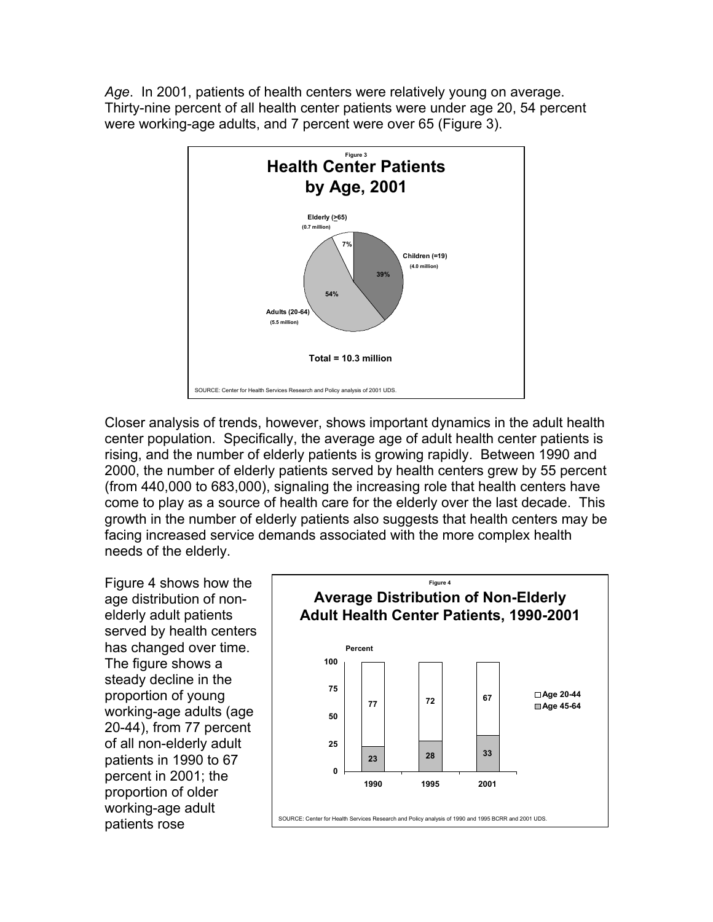*Age*. In 2001, patients of health centers were relatively young on average. Thirty-nine percent of all health center patients were under age 20, 54 percent were working-age adults, and 7 percent were over 65 (Figure 3).

Figure 3

**Health Center Patients by Age, 2001**

| Age group | Patients | Percent |
| --- | --- | --- |
| Children (=19) | 4.0 million | 39% |
| Adults (20-64) | 5.5 million | 54% |
| Elderly (≥65) | 0.7 million | 7% |

Total = 10.3 million

SOURCE: Center for Health Services Research and Policy analysis of 2001 UDS.

Closer analysis of trends, however, shows important dynamics in the adult health center population. Specifically, the average age of adult health center patients is rising, and the number of elderly patients is growing rapidly. Between 1990 and 2000, the number of elderly patients served by health centers grew by 55 percent (from 440,000 to 683,000), signaling the increasing role that health centers have come to play as a source of health care for the elderly over the last decade. This growth in the number of elderly patients also suggests that health centers may be facing increased service demands associated with the more complex health needs of the elderly.

Figure 4 shows how the age distribution of non-elderly adult patients served by health centers has changed over time. The figure shows a steady decline in the proportion of young working-age adults (age 20-44), from 77 percent of all non-elderly adult patients in 1990 to 67 percent in 2001; the proportion of older working-age adult patients rose

Figure 4

**Average Distribution of Non-Elderly Adult Health Center Patients, 1990-2001**

| Percent | 1990 | 1995 | 2001 |
| --- | --- | --- | --- |
| Age 20-44 | 77 | 72 | 67 |
| Age 45-64 | 23 | 28 | 33 |

SOURCE: Center for Health Services Research and Policy analysis of 1990 and 1995 BCRR and 2001 UDS.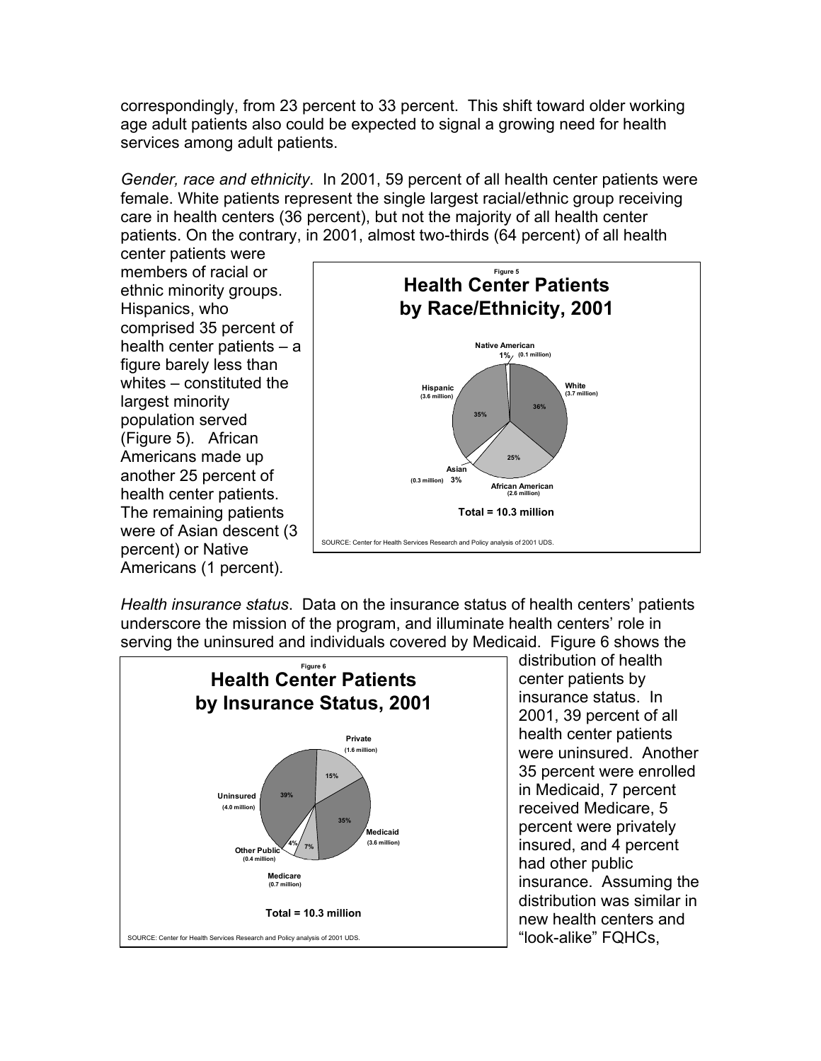correspondingly, from 23 percent to 33 percent. This shift toward older working age adult patients also could be expected to signal a growing need for health services among adult patients.

*Gender, race and ethnicity*. In 2001, 59 percent of all health center patients were female. White patients represent the single largest racial/ethnic group receiving care in health centers (36 percent), but not the majority of all health center patients. On the contrary, in 2001, almost two-thirds (64 percent) of all health center patients were members of racial or ethnic minority groups. Hispanics, who comprised 35 percent of health center patients – a figure barely less than whites – constituted the largest minority population served (Figure 5). African Americans made up another 25 percent of health center patients. The remaining patients were of Asian descent (3 percent) or Native Americans (1 percent).

Figure 5

**Health Center Patients by Race/Ethnicity, 2001**

- White (3.7 million) 36%
- Hispanic (3.6 million) 35%
- African American (2.6 million) 25%
- Asian (0.3 million) 3%
- Native American (0.1 million) 1%

Total = 10.3 million

SOURCE: Center for Health Services Research and Policy analysis of 2001 UDS.

*Health insurance status*. Data on the insurance status of health centers' patients underscore the mission of the program, and illuminate health centers' role in serving the uninsured and individuals covered by Medicaid. Figure 6 shows the distribution of health center patients by insurance status. In 2001, 39 percent of all health center patients were uninsured. Another 35 percent were enrolled in Medicaid, 7 percent received Medicare, 5 percent were privately insured, and 4 percent had other public insurance. Assuming the distribution was similar in new health centers and "look-alike" FQHCs,

Figure 6

**Health Center Patients by Insurance Status, 2001**

- Uninsured (4.0 million) 39%
- Medicaid (3.6 million) 35%
- Private (1.6 million) 15%
- Medicare (0.7 million) 7%
- Other Public (0.4 million) 4%

Total = 10.3 million

SOURCE: Center for Health Services Research and Policy analysis of 2001 UDS.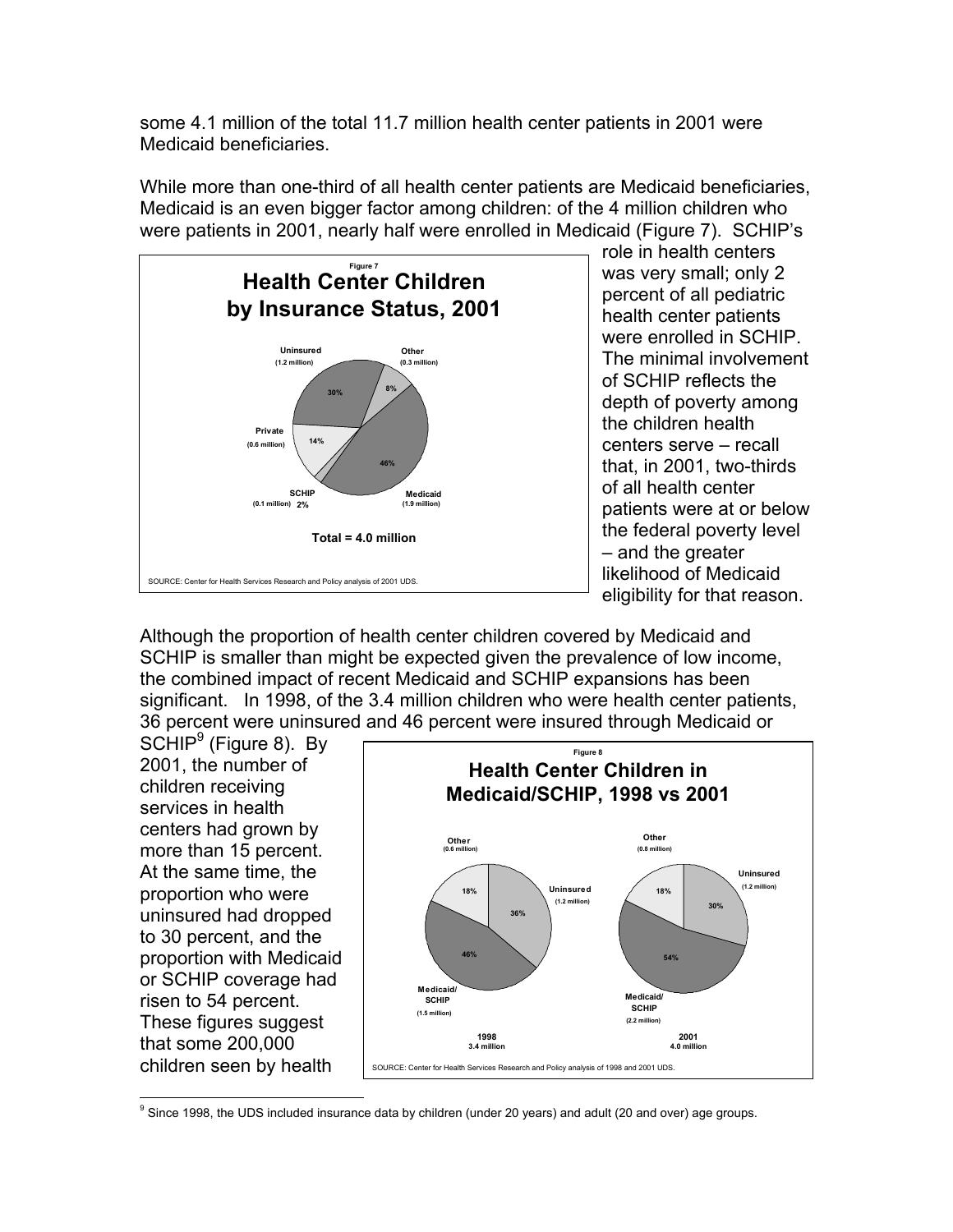some 4.1 million of the total 11.7 million health center patients in 2001 were Medicaid beneficiaries.

While more than one-third of all health center patients are Medicaid beneficiaries, Medicaid is an even bigger factor among children: of the 4 million children who were patients in 2001, nearly half were enrolled in Medicaid (Figure 7). SCHIP's role in health centers was very small; only 2 percent of all pediatric health center patients were enrolled in SCHIP. The minimal involvement of SCHIP reflects the depth of poverty among the children health centers serve – recall that, in 2001, two-thirds of all health center patients were at or below the federal poverty level – and the greater likelihood of Medicaid eligibility for that reason.

Figure 7

**Health Center Children by Insurance Status, 2001**

| Insurance Status | Number | Percent |
|---|---|---|
| Uninsured | 1.2 million | 30% |
| Other | 0.3 million | 8% |
| Medicaid | 1.9 million | 46% |
| SCHIP | 0.1 million | 2% |
| Private | 0.6 million | 14% |

Total = 4.0 million

SOURCE: Center for Health Services Research and Policy analysis of 2001 UDS.

Although the proportion of health center children covered by Medicaid and SCHIP is smaller than might be expected given the prevalence of low income, the combined impact of recent Medicaid and SCHIP expansions has been significant. In 1998, of the 3.4 million children who were health center patients, 36 percent were uninsured and 46 percent were insured through Medicaid or SCHIP[9] (Figure 8). By 2001, the number of children receiving services in health centers had grown by more than 15 percent. At the same time, the proportion who were uninsured had dropped to 30 percent, and the proportion with Medicaid or SCHIP coverage had risen to 54 percent. These figures suggest that some 200,000 children seen by health

Figure 8

**Health Center Children in Medicaid/SCHIP, 1998 vs 2001**

| Insurance Status | 1998 (3.4 million) | 2001 (4.0 million) |
|---|---|---|
| Uninsured | 36% (1.2 million) | 30% (1.2 million) |
| Medicaid/SCHIP | 46% (1.5 million) | 54% (2.2 million) |
| Other | 18% (0.6 million) | 18% (0.8 million) |

SOURCE: Center for Health Services Research and Policy analysis of 1998 and 2001 UDS.

---

[9] Since 1998, the UDS included insurance data by children (under 20 years) and adult (20 and over) age groups.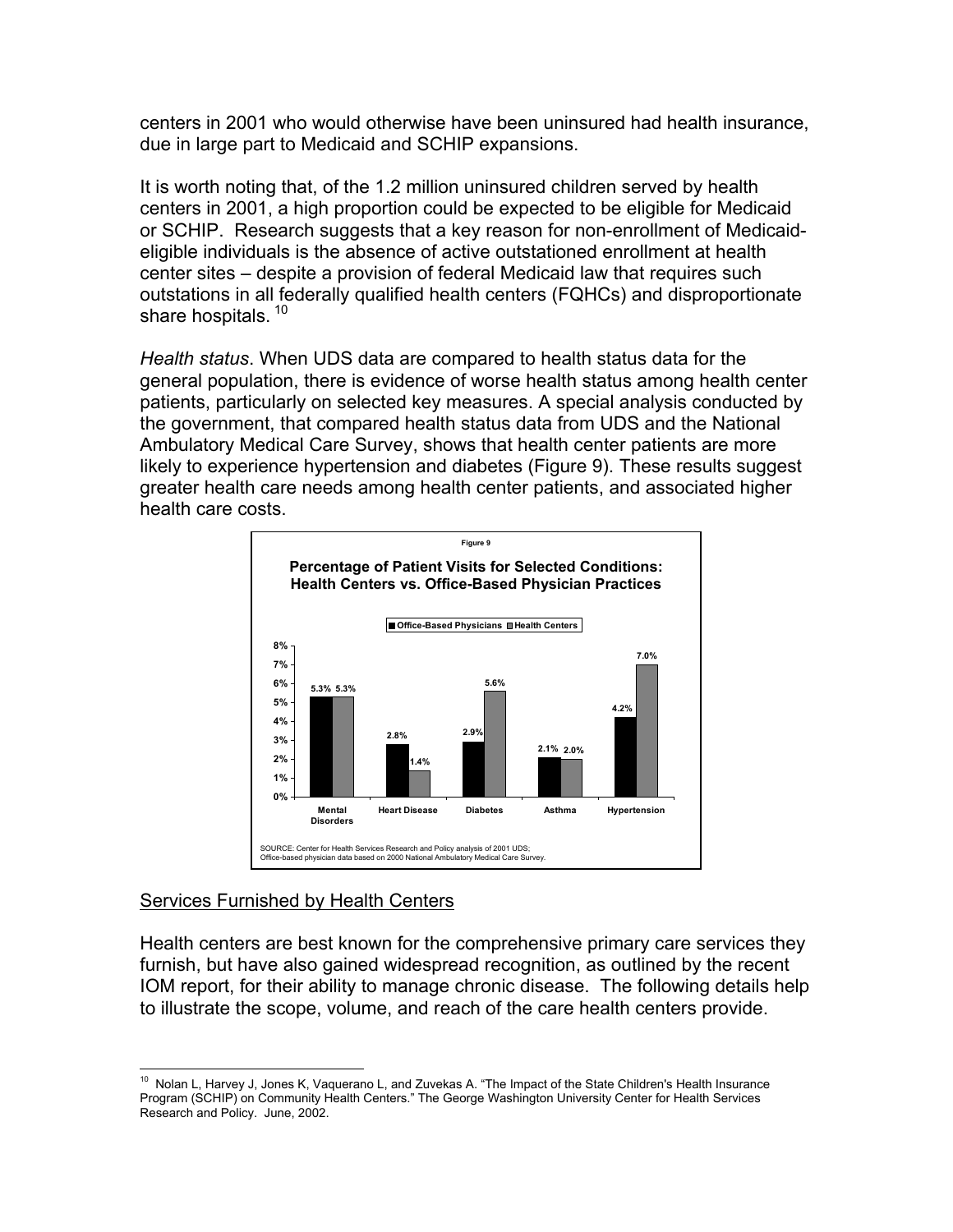centers in 2001 who would otherwise have been uninsured had health insurance, due in large part to Medicaid and SCHIP expansions.

It is worth noting that, of the 1.2 million uninsured children served by health centers in 2001, a high proportion could be expected to be eligible for Medicaid or SCHIP. Research suggests that a key reason for non-enrollment of Medicaid-eligible individuals is the absence of active outstationed enrollment at health center sites – despite a provision of federal Medicaid law that requires such outstations in all federally qualified health centers (FQHCs) and disproportionate share hospitals. [10]

*Health status*. When UDS data are compared to health status data for the general population, there is evidence of worse health status among health center patients, particularly on selected key measures. A special analysis conducted by the government, that compared health status data from UDS and the National Ambulatory Medical Care Survey, shows that health center patients are more likely to experience hypertension and diabetes (Figure 9). These results suggest greater health care needs among health center patients, and associated higher health care costs.

Figure 9

**Percentage of Patient Visits for Selected Conditions: Health Centers vs. Office-Based Physician Practices**

| | Office-Based Physicians | Health Centers |
|---|---|---|
| Mental Disorders | 5.3% | 5.3% |
| Heart Disease | 2.8% | 1.4% |
| Diabetes | 2.9% | 5.6% |
| Asthma | 2.1% | 2.0% |
| Hypertension | 4.2% | 7.0% |

SOURCE: Center for Health Services Research and Policy analysis of 2001 UDS; Office-based physician data based on 2000 National Ambulatory Medical Care Survey.

## Services Furnished by Health Centers

Health centers are best known for the comprehensive primary care services they furnish, but have also gained widespread recognition, as outlined by the recent IOM report, for their ability to manage chronic disease. The following details help to illustrate the scope, volume, and reach of the care health centers provide.

---

[10] Nolan L, Harvey J, Jones K, Vaquerano L, and Zuvekas A. "The Impact of the State Children's Health Insurance Program (SCHIP) on Community Health Centers." The George Washington University Center for Health Services Research and Policy. June, 2002.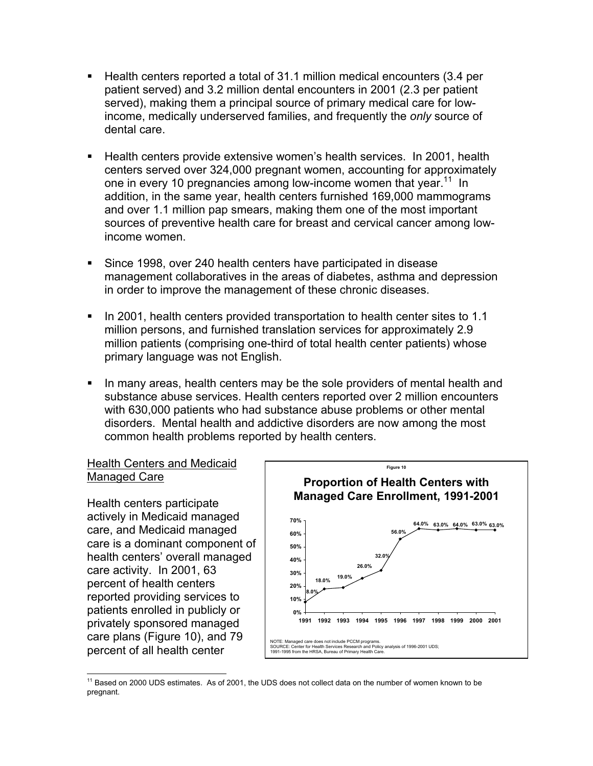- Health centers reported a total of 31.1 million medical encounters (3.4 per patient served) and 3.2 million dental encounters in 2001 (2.3 per patient served), making them a principal source of primary medical care for low-income, medically underserved families, and frequently the *only* source of dental care.

- Health centers provide extensive women's health services. In 2001, health centers served over 324,000 pregnant women, accounting for approximately one in every 10 pregnancies among low-income women that year.[11] In addition, in the same year, health centers furnished 169,000 mammograms and over 1.1 million pap smears, making them one of the most important sources of preventive health care for breast and cervical cancer among low-income women.

- Since 1998, over 240 health centers have participated in disease management collaboratives in the areas of diabetes, asthma and depression in order to improve the management of these chronic diseases.

- In 2001, health centers provided transportation to health center sites to 1.1 million persons, and furnished translation services for approximately 2.9 million patients (comprising one-third of total health center patients) whose primary language was not English.

- In many areas, health centers may be the sole providers of mental health and substance abuse services. Health centers reported over 2 million encounters with 630,000 patients who had substance abuse problems or other mental disorders. Mental health and addictive disorders are now among the most common health problems reported by health centers.

## Health Centers and Medicaid Managed Care

Health centers participate actively in Medicaid managed care, and Medicaid managed care is a dominant component of health centers' overall managed care activity. In 2001, 63 percent of health centers reported providing services to patients enrolled in publicly or privately sponsored managed care plans (Figure 10), and 79 percent of all health center

Figure 10

**Proportion of Health Centers with Managed Care Enrollment, 1991-2001**

| Year | 1991 | 1992 | 1993 | 1994 | 1995 | 1996 | 1997 | 1998 | 1999 | 2000 | 2001 |
|---|---|---|---|---|---|---|---|---|---|---|---|
| Proportion | 8.0% | 18.0% | 19.0% | 26.0% | 32.0% | 56.0% | 64.0% | 63.0% | 64.0% | 63.0% | 63.0% |

NOTE: Managed care does not include PCCM programs.
SOURCE: Center for Health Services Research and Policy analysis of 1996-2001 UDS; 1991-1995 from the HRSA, Bureau of Primary Health Care.

[11] Based on 2000 UDS estimates. As of 2001, the UDS does not collect data on the number of women known to be pregnant.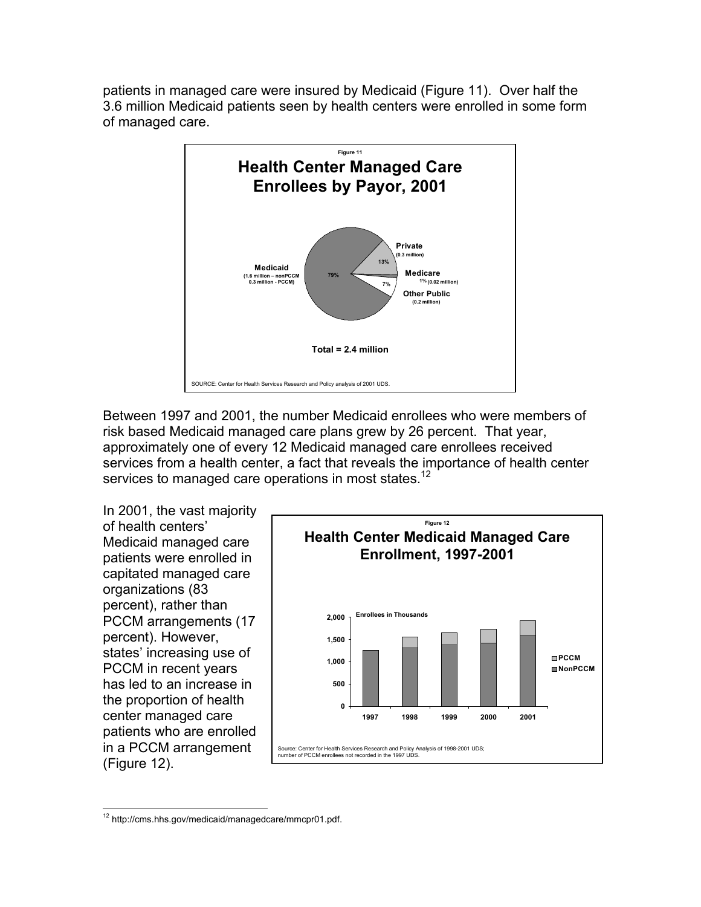patients in managed care were insured by Medicaid (Figure 11). Over half the 3.6 million Medicaid patients seen by health centers were enrolled in some form of managed care.

Figure 11

**Health Center Managed Care Enrollees by Payor, 2001**

Medicaid (1.6 million – nonPCCM 0.3 million - PCCM) 79%

Private (0.3 million) 13%

Medicare 1% (0.02 million)

Other Public (0.2 million) 7%

Total = 2.4 million

SOURCE: Center for Health Services Research and Policy analysis of 2001 UDS.

Between 1997 and 2001, the number Medicaid enrollees who were members of risk based Medicaid managed care plans grew by 26 percent. That year, approximately one of every 12 Medicaid managed care enrollees received services from a health center, a fact that reveals the importance of health center services to managed care operations in most states.[12]

In 2001, the vast majority of health centers' Medicaid managed care patients were enrolled in capitated managed care organizations (83 percent), rather than PCCM arrangements (17 percent). However, states' increasing use of PCCM in recent years has led to an increase in the proportion of health center managed care patients who are enrolled in a PCCM arrangement (Figure 12).

Figure 12

**Health Center Medicaid Managed Care Enrollment, 1997-2001**

Source: Center for Health Services Research and Policy Analysis of 1998-2001 UDS; number of PCCM enrollees not recorded in the 1997 UDS.

[12] http://cms.hhs.gov/medicaid/managedcare/mmcpr01.pdf.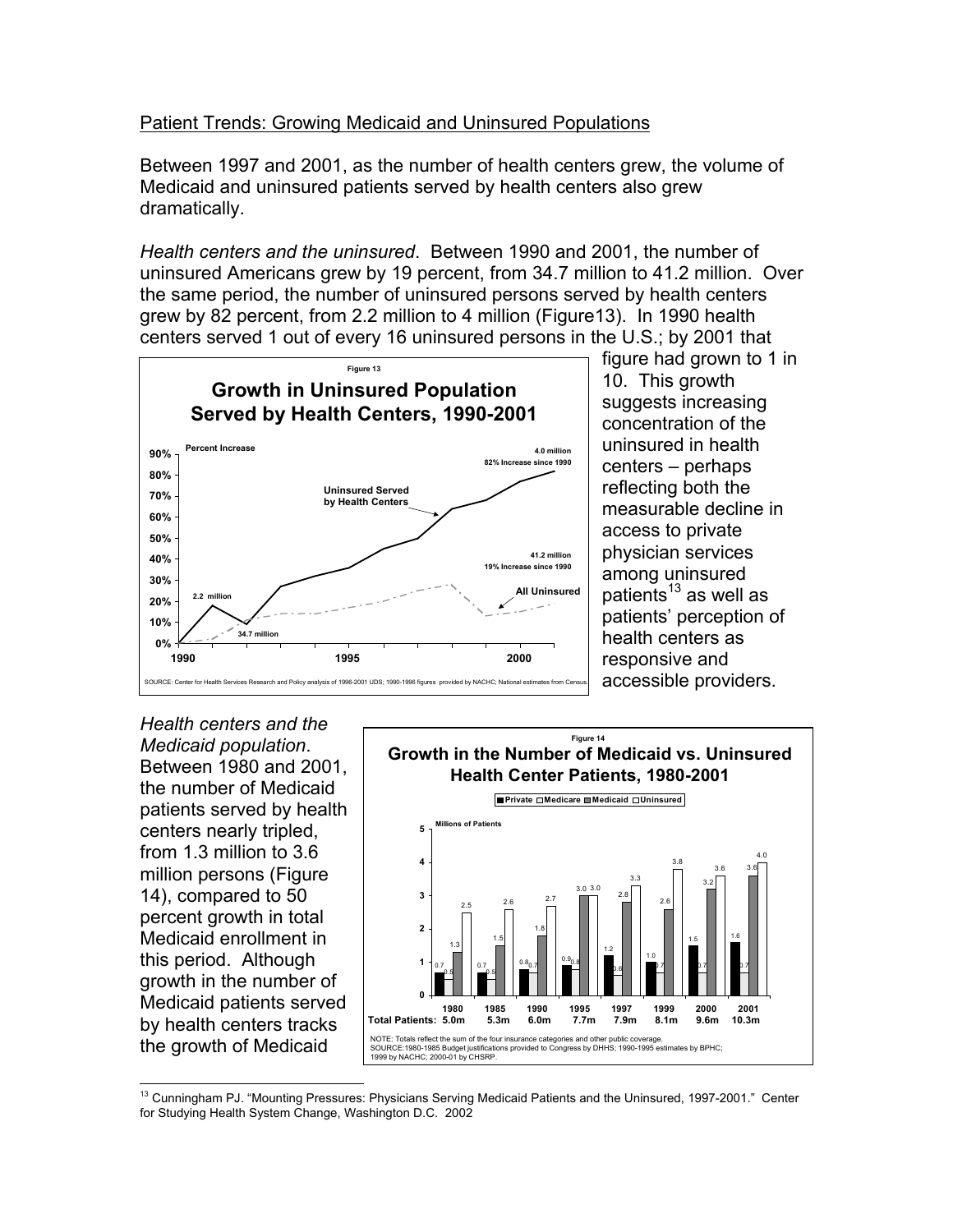Patient Trends: Growing Medicaid and Uninsured Populations

Between 1997 and 2001, as the number of health centers grew, the volume of Medicaid and uninsured patients served by health centers also grew dramatically.

*Health centers and the uninsured*. Between 1990 and 2001, the number of uninsured Americans grew by 19 percent, from 34.7 million to 41.2 million. Over the same period, the number of uninsured persons served by health centers grew by 82 percent, from 2.2 million to 4 million (Figure13). In 1990 health centers served 1 out of every 16 uninsured persons in the U.S.; by 2001 that figure had grown to 1 in 10. This growth suggests increasing concentration of the uninsured in health centers – perhaps reflecting both the measurable decline in access to private physician services among uninsured patients[13] as well as patients' perception of health centers as responsive and accessible providers.

Figure 13

**Growth in Uninsured Population Served by Health Centers, 1990-2001**

SOURCE: Center for Health Services Research and Policy analysis of 1996-2001 UDS; 1990-1996 figures provided by NACHC; National estimates from Census.

*Health centers and the Medicaid population*. Between 1980 and 2001, the number of Medicaid patients served by health centers nearly tripled, from 1.3 million to 3.6 million persons (Figure 14), compared to 50 percent growth in total Medicaid enrollment in this period. Although growth in the number of Medicaid patients served by health centers tracks the growth of Medicaid

Figure 14

**Growth in the Number of Medicaid vs. Uninsured Health Center Patients, 1980-2001**

Millions of Patients

| | 1980 | 1985 | 1990 | 1995 | 1997 | 1999 | 2000 | 2001 |
|---|---|---|---|---|---|---|---|---|
| Private | 0.7 | 0.7 | 0.8 | 0.9 | 1.2 | 1.0 | 1.5 | 1.6 |
| Medicare | 0.5 | 0.5 | 0.7 | 0.8 | 0.6 | 0.7 | 0.7 | 0.7 |
| Medicaid | 1.3 | 1.5 | 1.8 | 3.0 | 2.8 | 2.6 | 3.2 | 3.6 |
| Uninsured | 2.5 | 2.6 | 2.7 | 3.0 | 3.3 | 3.8 | 3.6 | 4.0 |
| Total Patients | 5.0m | 5.3m | 6.0m | 7.7m | 7.9m | 8.1m | 9.6m | 10.3m |

NOTE: Totals reflect the sum of the four insurance categories and other public coverage.
SOURCE:1980-1985 Budget justifications provided to Congress by DHHS; 1990-1995 estimates by BPHC; 1999 by NACHC; 2000-01 by CHSRP.

---

[13] Cunningham PJ. "Mounting Pressures: Physicians Serving Medicaid Patients and the Uninsured, 1997-2001." Center for Studying Health System Change, Washington D.C. 2002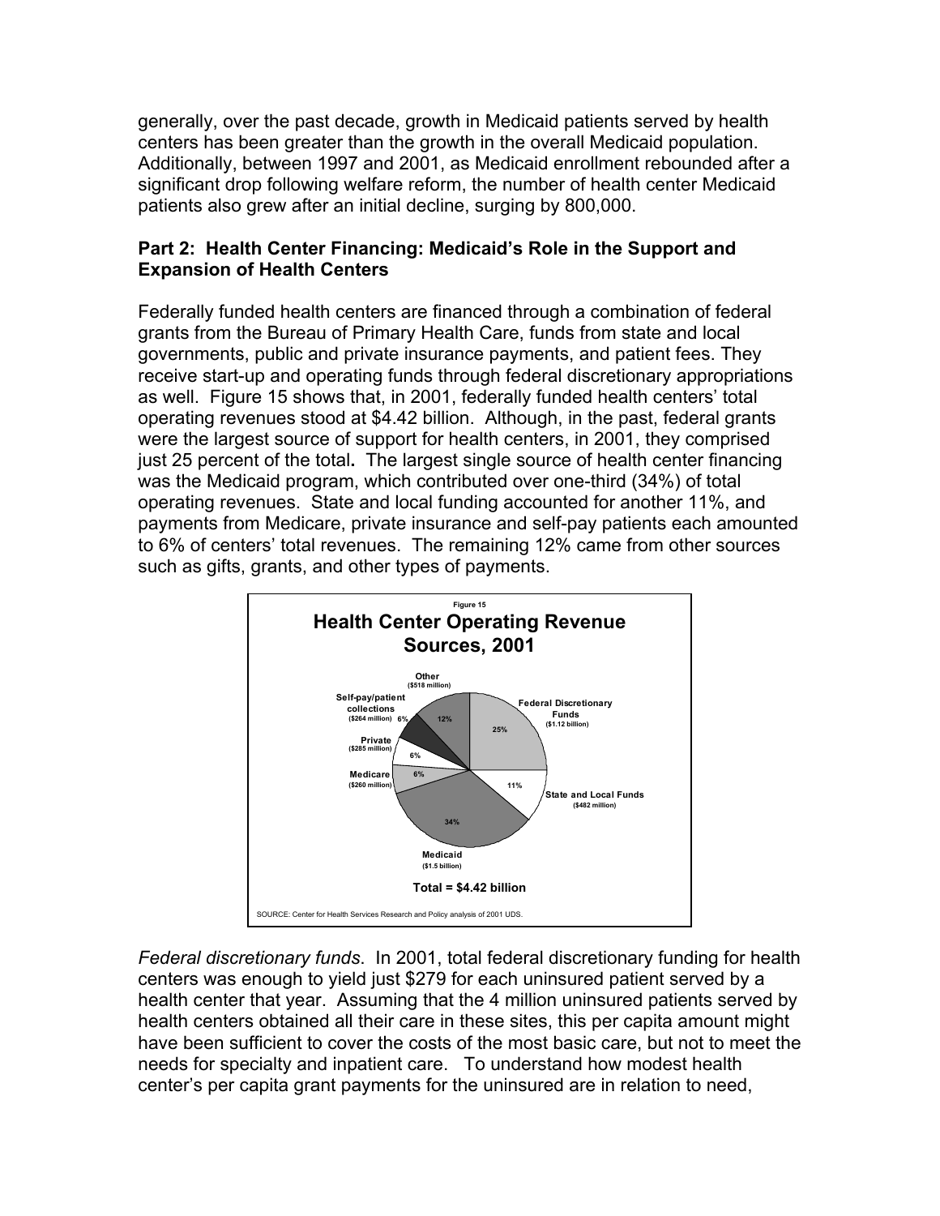generally, over the past decade, growth in Medicaid patients served by health centers has been greater than the growth in the overall Medicaid population. Additionally, between 1997 and 2001, as Medicaid enrollment rebounded after a significant drop following welfare reform, the number of health center Medicaid patients also grew after an initial decline, surging by 800,000.

### Part 2: Health Center Financing: Medicaid's Role in the Support and Expansion of Health Centers

Federally funded health centers are financed through a combination of federal grants from the Bureau of Primary Health Care, funds from state and local governments, public and private insurance payments, and patient fees. They receive start-up and operating funds through federal discretionary appropriations as well. Figure 15 shows that, in 2001, federally funded health centers' total operating revenues stood at $4.42 billion. Although, in the past, federal grants were the largest source of support for health centers, in 2001, they comprised just 25 percent of the total**.** The largest single source of health center financing was the Medicaid program, which contributed over one-third (34%) of total operating revenues. State and local funding accounted for another 11%, and payments from Medicare, private insurance and self-pay patients each amounted to 6% of centers' total revenues. The remaining 12% came from other sources such as gifts, grants, and other types of payments.

Figure 15

**Health Center Operating Revenue Sources, 2001**

| Source | Amount | Percent |
|---|---|---|
| Federal Discretionary Funds | $1.12 billion | 25% |
| State and Local Funds | $482 million | 11% |
| Medicaid | $1.5 billion | 34% |
| Medicare | $260 million | 6% |
| Private | $285 million | 6% |
| Self-pay/patient collections | $264 million | 6% |
| Other | $518 million | 12% |

Total = $4.42 billion

SOURCE: Center for Health Services Research and Policy analysis of 2001 UDS.

*Federal discretionary funds*. In 2001, total federal discretionary funding for health centers was enough to yield just $279 for each uninsured patient served by a health center that year. Assuming that the 4 million uninsured patients served by health centers obtained all their care in these sites, this per capita amount might have been sufficient to cover the costs of the most basic care, but not to meet the needs for specialty and inpatient care. To understand how modest health center's per capita grant payments for the uninsured are in relation to need,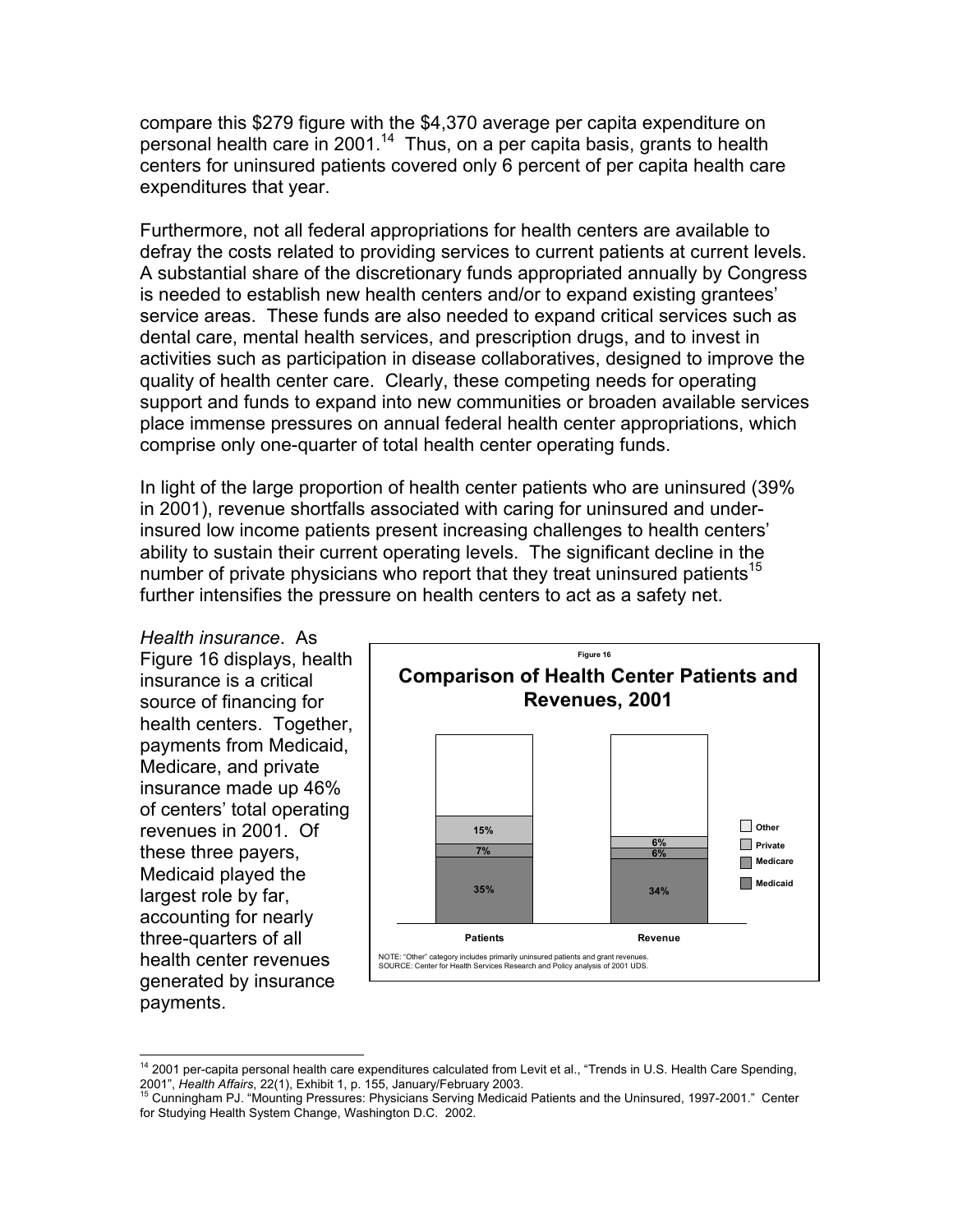compare this \$279 figure with the \$4,370 average per capita expenditure on personal health care in 2001.[14] Thus, on a per capita basis, grants to health centers for uninsured patients covered only 6 percent of per capita health care expenditures that year.

Furthermore, not all federal appropriations for health centers are available to defray the costs related to providing services to current patients at current levels. A substantial share of the discretionary funds appropriated annually by Congress is needed to establish new health centers and/or to expand existing grantees' service areas. These funds are also needed to expand critical services such as dental care, mental health services, and prescription drugs, and to invest in activities such as participation in disease collaboratives, designed to improve the quality of health center care. Clearly, these competing needs for operating support and funds to expand into new communities or broaden available services place immense pressures on annual federal health center appropriations, which comprise only one-quarter of total health center operating funds.

In light of the large proportion of health center patients who are uninsured (39% in 2001), revenue shortfalls associated with caring for uninsured and under-insured low income patients present increasing challenges to health centers' ability to sustain their current operating levels. The significant decline in the number of private physicians who report that they treat uninsured patients[15] further intensifies the pressure on health centers to act as a safety net.

*Health insurance*. As Figure 16 displays, health insurance is a critical source of financing for health centers. Together, payments from Medicaid, Medicare, and private insurance made up 46% of centers' total operating revenues in 2001. Of these three payers, Medicaid played the largest role by far, accounting for nearly three-quarters of all health center revenues generated by insurance payments.

Figure 16

**Comparison of Health Center Patients and Revenues, 2001**

| | Patients | Revenue |
|---|---|---|
| Other | | |
| Private | 15% | 6% |
| Medicare | 7% | 6% |
| Medicaid | 35% | 34% |

NOTE: "Other" category includes primarily uninsured patients and grant revenues.
SOURCE: Center for Health Services Research and Policy analysis of 2001 UDS.

---

[14] 2001 per-capita personal health care expenditures calculated from Levit et al., "Trends in U.S. Health Care Spending, 2001", *Health Affairs*, 22(1), Exhibit 1, p. 155, January/February 2003.

[15] Cunningham PJ. "Mounting Pressures: Physicians Serving Medicaid Patients and the Uninsured, 1997-2001." Center for Studying Health System Change, Washington D.C. 2002.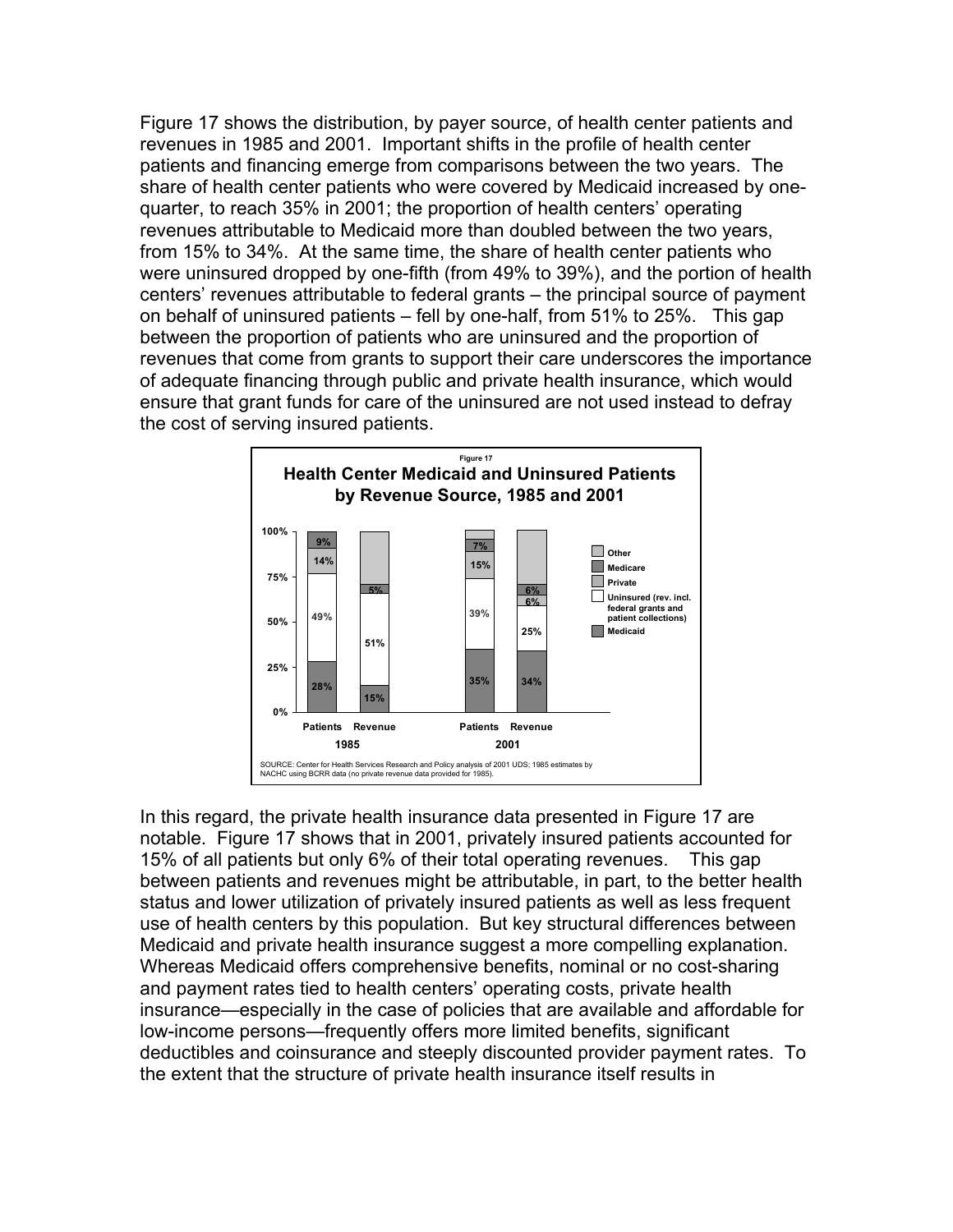Figure 17 shows the distribution, by payer source, of health center patients and revenues in 1985 and 2001. Important shifts in the profile of health center patients and financing emerge from comparisons between the two years. The share of health center patients who were covered by Medicaid increased by one-quarter, to reach 35% in 2001; the proportion of health centers' operating revenues attributable to Medicaid more than doubled between the two years, from 15% to 34%. At the same time, the share of health center patients who were uninsured dropped by one-fifth (from 49% to 39%), and the portion of health centers' revenues attributable to federal grants – the principal source of payment on behalf of uninsured patients – fell by one-half, from 51% to 25%. This gap between the proportion of patients who are uninsured and the proportion of revenues that come from grants to support their care underscores the importance of adequate financing through public and private health insurance, which would ensure that grant funds for care of the uninsured are not used instead to defray the cost of serving insured patients.

Figure 17

**Health Center Medicaid and Uninsured Patients by Revenue Source, 1985 and 2001**

| | 1985 Patients | 1985 Revenue | 2001 Patients | 2001 Revenue |
|---|---|---|---|---|
| Other | | | | |
| Medicare | 9% | 5% | 7% | 6% |
| Private | 14% | | 15% | 6% |
| Uninsured (rev. incl. federal grants and patient collections) | 49% | 51% | 39% | 25% |
| Medicaid | 28% | 15% | 35% | 34% |

SOURCE: Center for Health Services Research and Policy analysis of 2001 UDS; 1985 estimates by NACHC using BCRR data (no private revenue data provided for 1985).

In this regard, the private health insurance data presented in Figure 17 are notable. Figure 17 shows that in 2001, privately insured patients accounted for 15% of all patients but only 6% of their total operating revenues. This gap between patients and revenues might be attributable, in part, to the better health status and lower utilization of privately insured patients as well as less frequent use of health centers by this population. But key structural differences between Medicaid and private health insurance suggest a more compelling explanation. Whereas Medicaid offers comprehensive benefits, nominal or no cost-sharing and payment rates tied to health centers' operating costs, private health insurance—especially in the case of policies that are available and affordable for low-income persons—frequently offers more limited benefits, significant deductibles and coinsurance and steeply discounted provider payment rates. To the extent that the structure of private health insurance itself results in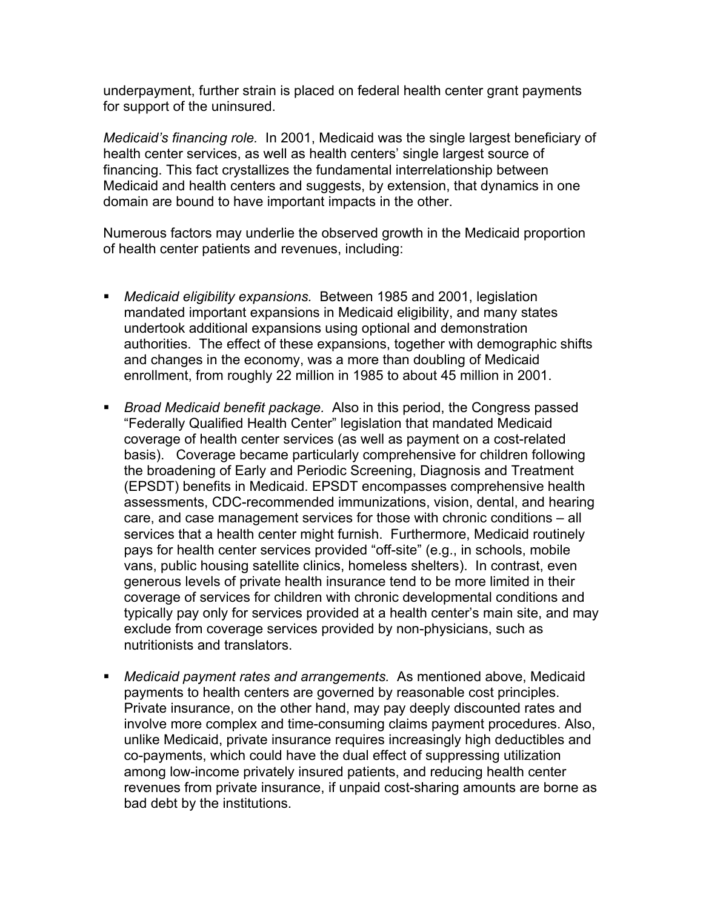underpayment, further strain is placed on federal health center grant payments for support of the uninsured.

*Medicaid's financing role.* In 2001, Medicaid was the single largest beneficiary of health center services, as well as health centers' single largest source of financing. This fact crystallizes the fundamental interrelationship between Medicaid and health centers and suggests, by extension, that dynamics in one domain are bound to have important impacts in the other.

Numerous factors may underlie the observed growth in the Medicaid proportion of health center patients and revenues, including:

- *Medicaid eligibility expansions.* Between 1985 and 2001, legislation mandated important expansions in Medicaid eligibility, and many states undertook additional expansions using optional and demonstration authorities. The effect of these expansions, together with demographic shifts and changes in the economy, was a more than doubling of Medicaid enrollment, from roughly 22 million in 1985 to about 45 million in 2001.

- *Broad Medicaid benefit package.* Also in this period, the Congress passed "Federally Qualified Health Center" legislation that mandated Medicaid coverage of health center services (as well as payment on a cost-related basis). Coverage became particularly comprehensive for children following the broadening of Early and Periodic Screening, Diagnosis and Treatment (EPSDT) benefits in Medicaid. EPSDT encompasses comprehensive health assessments, CDC-recommended immunizations, vision, dental, and hearing care, and case management services for those with chronic conditions – all services that a health center might furnish. Furthermore, Medicaid routinely pays for health center services provided "off-site" (e.g., in schools, mobile vans, public housing satellite clinics, homeless shelters). In contrast, even generous levels of private health insurance tend to be more limited in their coverage of services for children with chronic developmental conditions and typically pay only for services provided at a health center's main site, and may exclude from coverage services provided by non-physicians, such as nutritionists and translators.

- *Medicaid payment rates and arrangements.* As mentioned above, Medicaid payments to health centers are governed by reasonable cost principles. Private insurance, on the other hand, may pay deeply discounted rates and involve more complex and time-consuming claims payment procedures. Also, unlike Medicaid, private insurance requires increasingly high deductibles and co-payments, which could have the dual effect of suppressing utilization among low-income privately insured patients, and reducing health center revenues from private insurance, if unpaid cost-sharing amounts are borne as bad debt by the institutions.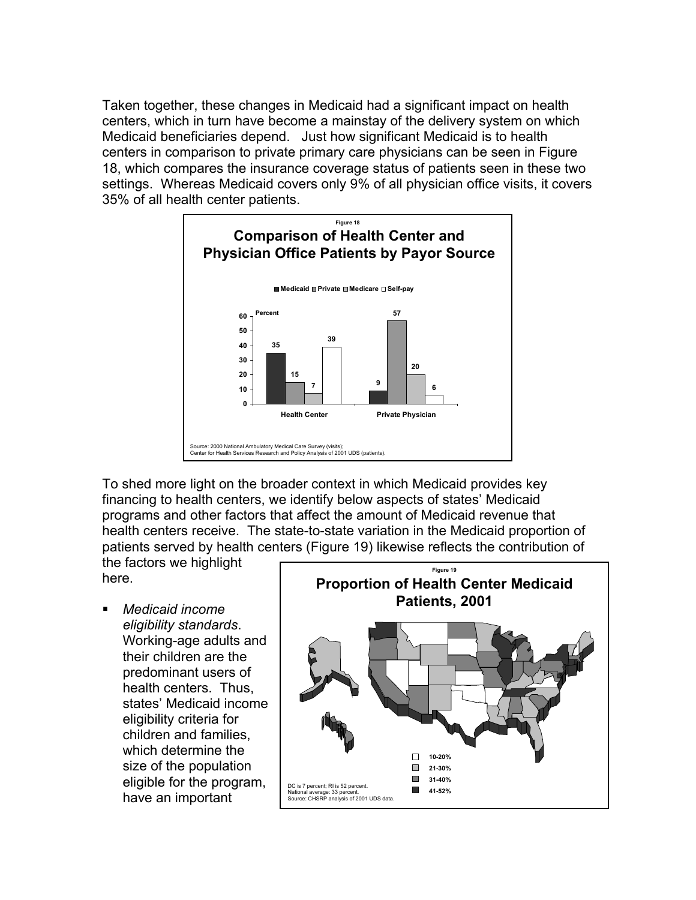Taken together, these changes in Medicaid had a significant impact on health centers, which in turn have become a mainstay of the delivery system on which Medicaid beneficiaries depend. Just how significant Medicaid is to health centers in comparison to private primary care physicians can be seen in Figure 18, which compares the insurance coverage status of patients seen in these two settings. Whereas Medicaid covers only 9% of all physician office visits, it covers 35% of all health center patients.

Figure 18

**Comparison of Health Center and Physician Office Patients by Payor Source**

| Percent | Medicaid | Private | Medicare | Self-pay |
|---|---|---|---|---|
| Health Center | 35 | 15 | 7 | 39 |
| Private Physician | 9 | 57 | 20 | 6 |

Source: 2000 National Ambulatory Medical Care Survey (visits); Center for Health Services Research and Policy Analysis of 2001 UDS (patients).

To shed more light on the broader context in which Medicaid provides key financing to health centers, we identify below aspects of states' Medicaid programs and other factors that affect the amount of Medicaid revenue that health centers receive. The state-to-state variation in the Medicaid proportion of patients served by health centers (Figure 19) likewise reflects the contribution of the factors we highlight here.

Figure 19

**Proportion of Health Center Medicaid Patients, 2001**

10-20%
21-30%
31-40%
41-52%

DC is 7 percent; RI is 52 percent.
National average: 33 percent.
Source: CHSRP analysis of 2001 UDS data.

- *Medicaid income eligibility standards*. Working-age adults and their children are the predominant users of health centers. Thus, states' Medicaid income eligibility criteria for children and families, which determine the size of the population eligible for the program, have an important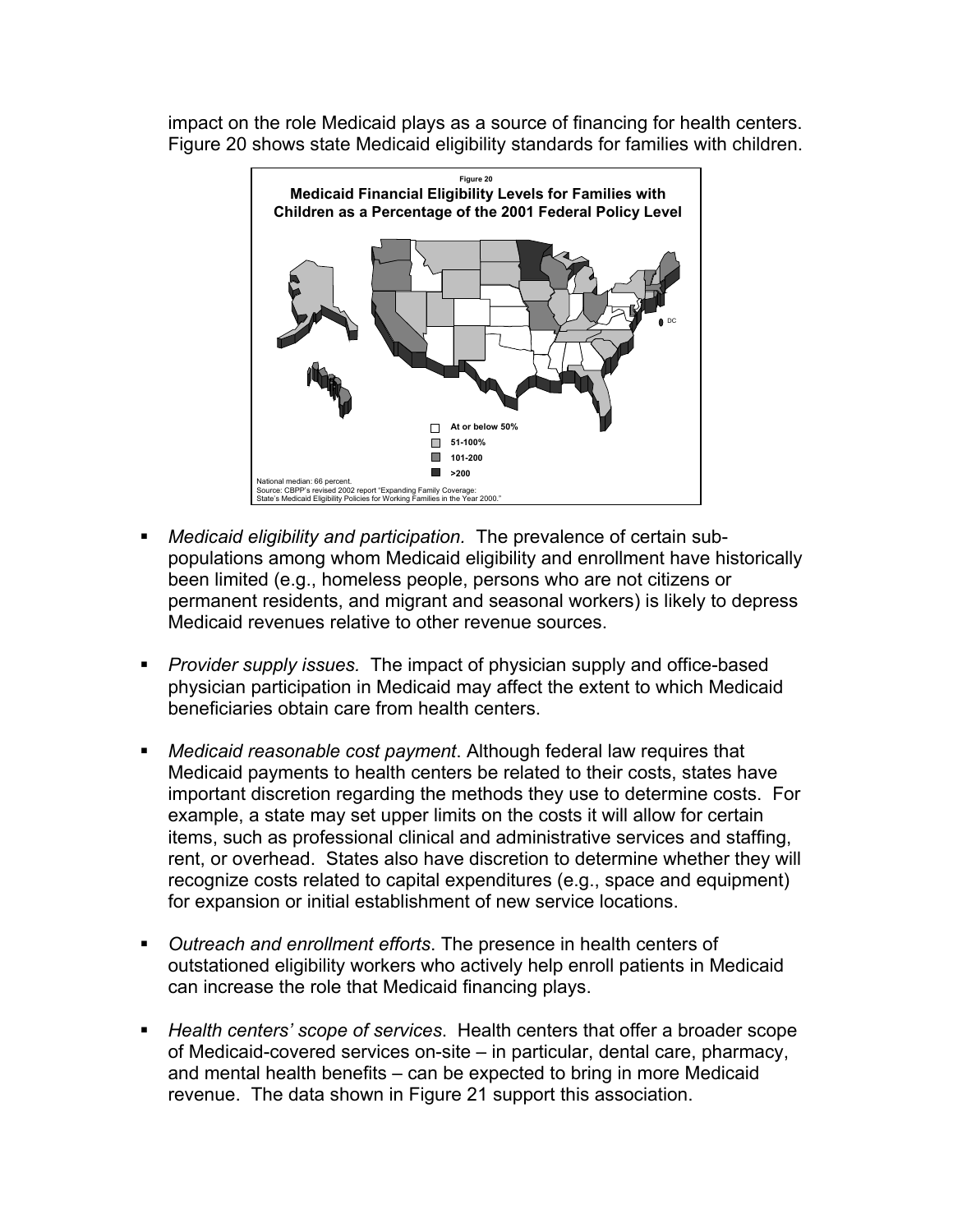impact on the role Medicaid plays as a source of financing for health centers. Figure 20 shows state Medicaid eligibility standards for families with children.

Figure 20

**Medicaid Financial Eligibility Levels for Families with Children as a Percentage of the 2001 Federal Policy Level**

- At or below 50%
- 51-100%
- 101-200
- >200

National median: 66 percent.
Source: CBPP's revised 2002 report "Expanding Family Coverage: State's Medicaid Eligibility Policies for Working Families in the Year 2000."

- *Medicaid eligibility and participation.* The prevalence of certain sub-populations among whom Medicaid eligibility and enrollment have historically been limited (e.g., homeless people, persons who are not citizens or permanent residents, and migrant and seasonal workers) is likely to depress Medicaid revenues relative to other revenue sources.

- *Provider supply issues.* The impact of physician supply and office-based physician participation in Medicaid may affect the extent to which Medicaid beneficiaries obtain care from health centers.

- *Medicaid reasonable cost payment*. Although federal law requires that Medicaid payments to health centers be related to their costs, states have important discretion regarding the methods they use to determine costs. For example, a state may set upper limits on the costs it will allow for certain items, such as professional clinical and administrative services and staffing, rent, or overhead. States also have discretion to determine whether they will recognize costs related to capital expenditures (e.g., space and equipment) for expansion or initial establishment of new service locations.

- *Outreach and enrollment efforts*. The presence in health centers of outstationed eligibility workers who actively help enroll patients in Medicaid can increase the role that Medicaid financing plays.

- *Health centers' scope of services*. Health centers that offer a broader scope of Medicaid-covered services on-site – in particular, dental care, pharmacy, and mental health benefits – can be expected to bring in more Medicaid revenue. The data shown in Figure 21 support this association.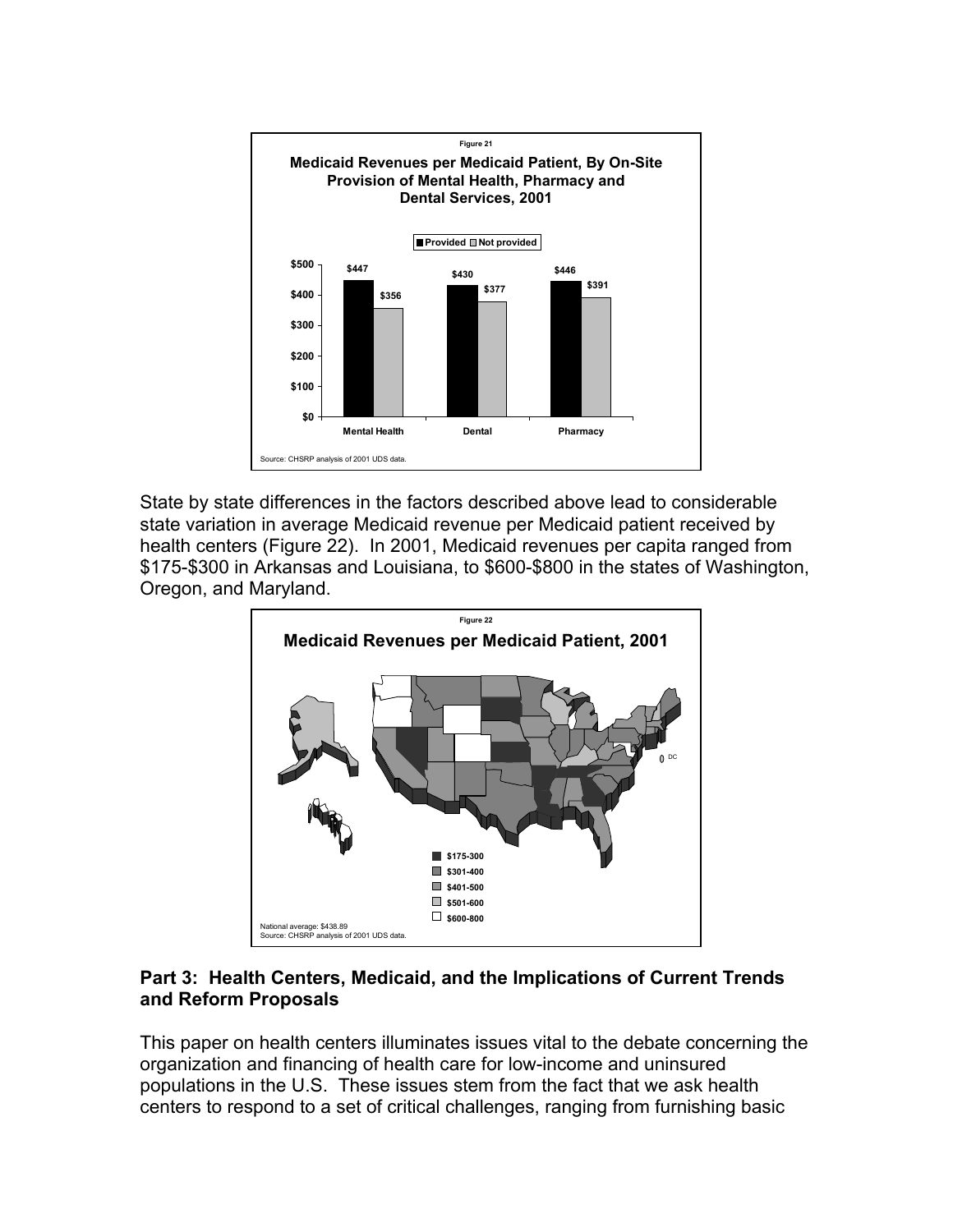**Figure 21**

**Medicaid Revenues per Medicaid Patient, By On-Site Provision of Mental Health, Pharmacy and Dental Services, 2001**

| | Provided | Not provided |
|---|---|---|
| Mental Health | $447 | $356 |
| Dental | $430 | $377 |
| Pharmacy | $446 | $391 |

Source: CHSRP analysis of 2001 UDS data.

State by state differences in the factors described above lead to considerable state variation in average Medicaid revenue per Medicaid patient received by health centers (Figure 22). In 2001, Medicaid revenues per capita ranged from $175-$300 in Arkansas and Louisiana, to $600-$800 in the states of Washington, Oregon, and Maryland.

**Figure 22**

**Medicaid Revenues per Medicaid Patient, 2001**

Legend: $175-300; $301-400; $401-500; $501-600; $600-800

National average: $438.89
Source: CHSRP analysis of 2001 UDS data.

## Part 3: Health Centers, Medicaid, and the Implications of Current Trends and Reform Proposals

This paper on health centers illuminates issues vital to the debate concerning the organization and financing of health care for low-income and uninsured populations in the U.S. These issues stem from the fact that we ask health centers to respond to a set of critical challenges, ranging from furnishing basic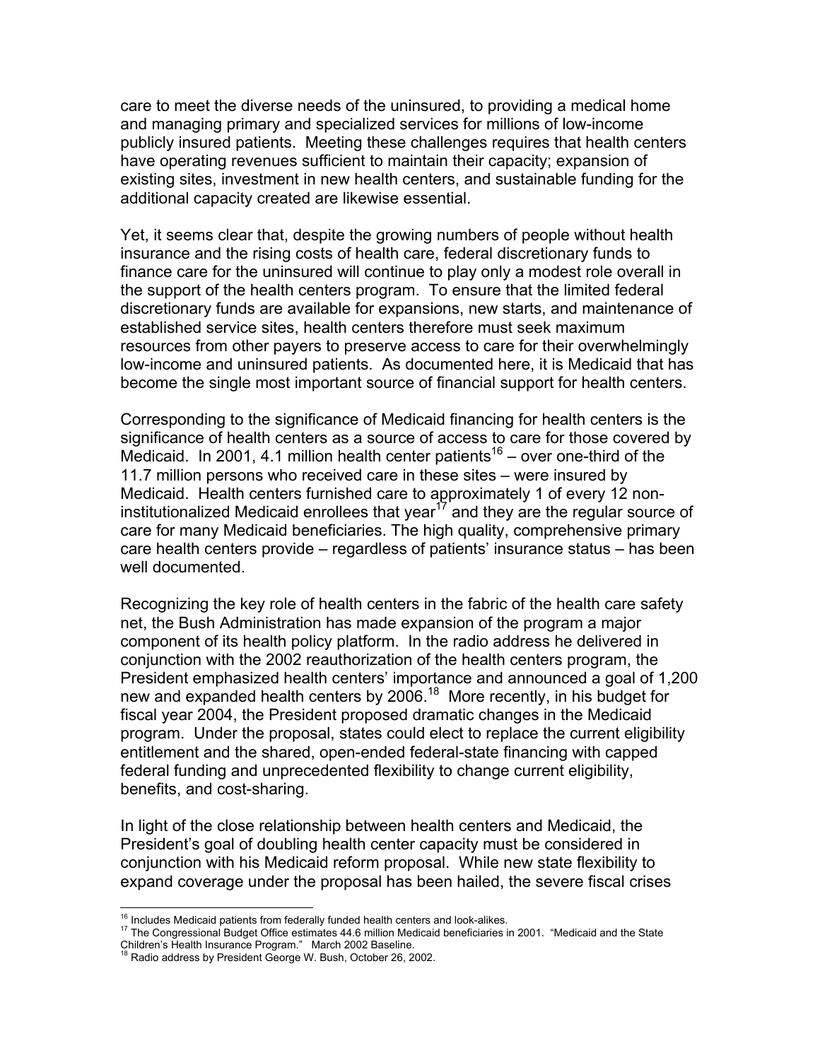care to meet the diverse needs of the uninsured, to providing a medical home and managing primary and specialized services for millions of low-income publicly insured patients. Meeting these challenges requires that health centers have operating revenues sufficient to maintain their capacity; expansion of existing sites, investment in new health centers, and sustainable funding for the additional capacity created are likewise essential.

Yet, it seems clear that, despite the growing numbers of people without health insurance and the rising costs of health care, federal discretionary funds to finance care for the uninsured will continue to play only a modest role overall in the support of the health centers program. To ensure that the limited federal discretionary funds are available for expansions, new starts, and maintenance of established service sites, health centers therefore must seek maximum resources from other payers to preserve access to care for their overwhelmingly low-income and uninsured patients. As documented here, it is Medicaid that has become the single most important source of financial support for health centers.

Corresponding to the significance of Medicaid financing for health centers is the significance of health centers as a source of access to care for those covered by Medicaid. In 2001, 4.1 million health center patients[16] – over one-third of the 11.7 million persons who received care in these sites – were insured by Medicaid. Health centers furnished care to approximately 1 of every 12 non-institutionalized Medicaid enrollees that year[17] and they are the regular source of care for many Medicaid beneficiaries. The high quality, comprehensive primary care health centers provide – regardless of patients' insurance status – has been well documented.

Recognizing the key role of health centers in the fabric of the health care safety net, the Bush Administration has made expansion of the program a major component of its health policy platform. In the radio address he delivered in conjunction with the 2002 reauthorization of the health centers program, the President emphasized health centers' importance and announced a goal of 1,200 new and expanded health centers by 2006.[18] More recently, in his budget for fiscal year 2004, the President proposed dramatic changes in the Medicaid program. Under the proposal, states could elect to replace the current eligibility entitlement and the shared, open-ended federal-state financing with capped federal funding and unprecedented flexibility to change current eligibility, benefits, and cost-sharing.

In light of the close relationship between health centers and Medicaid, the President's goal of doubling health center capacity must be considered in conjunction with his Medicaid reform proposal. While new state flexibility to expand coverage under the proposal has been hailed, the severe fiscal crises

[16] Includes Medicaid patients from federally funded health centers and look-alikes.

[17] The Congressional Budget Office estimates 44.6 million Medicaid beneficiaries in 2001. "Medicaid and the State Children's Health Insurance Program." March 2002 Baseline.

[18] Radio address by President George W. Bush, October 26, 2002.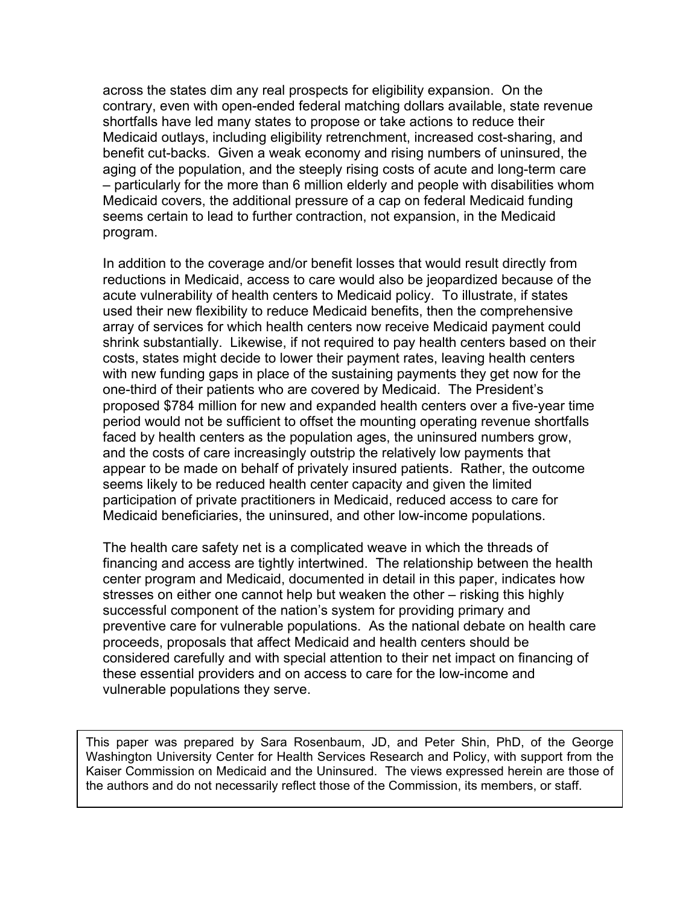across the states dim any real prospects for eligibility expansion. On the contrary, even with open-ended federal matching dollars available, state revenue shortfalls have led many states to propose or take actions to reduce their Medicaid outlays, including eligibility retrenchment, increased cost-sharing, and benefit cut-backs. Given a weak economy and rising numbers of uninsured, the aging of the population, and the steeply rising costs of acute and long-term care – particularly for the more than 6 million elderly and people with disabilities whom Medicaid covers, the additional pressure of a cap on federal Medicaid funding seems certain to lead to further contraction, not expansion, in the Medicaid program.

In addition to the coverage and/or benefit losses that would result directly from reductions in Medicaid, access to care would also be jeopardized because of the acute vulnerability of health centers to Medicaid policy. To illustrate, if states used their new flexibility to reduce Medicaid benefits, then the comprehensive array of services for which health centers now receive Medicaid payment could shrink substantially. Likewise, if not required to pay health centers based on their costs, states might decide to lower their payment rates, leaving health centers with new funding gaps in place of the sustaining payments they get now for the one-third of their patients who are covered by Medicaid. The President's proposed $784 million for new and expanded health centers over a five-year time period would not be sufficient to offset the mounting operating revenue shortfalls faced by health centers as the population ages, the uninsured numbers grow, and the costs of care increasingly outstrip the relatively low payments that appear to be made on behalf of privately insured patients. Rather, the outcome seems likely to be reduced health center capacity and given the limited participation of private practitioners in Medicaid, reduced access to care for Medicaid beneficiaries, the uninsured, and other low-income populations.

The health care safety net is a complicated weave in which the threads of financing and access are tightly intertwined. The relationship between the health center program and Medicaid, documented in detail in this paper, indicates how stresses on either one cannot help but weaken the other – risking this highly successful component of the nation's system for providing primary and preventive care for vulnerable populations. As the national debate on health care proceeds, proposals that affect Medicaid and health centers should be considered carefully and with special attention to their net impact on financing of these essential providers and on access to care for the low-income and vulnerable populations they serve.

This paper was prepared by Sara Rosenbaum, JD, and Peter Shin, PhD, of the George Washington University Center for Health Services Research and Policy, with support from the Kaiser Commission on Medicaid and the Uninsured. The views expressed herein are those of the authors and do not necessarily reflect those of the Commission, its members, or staff.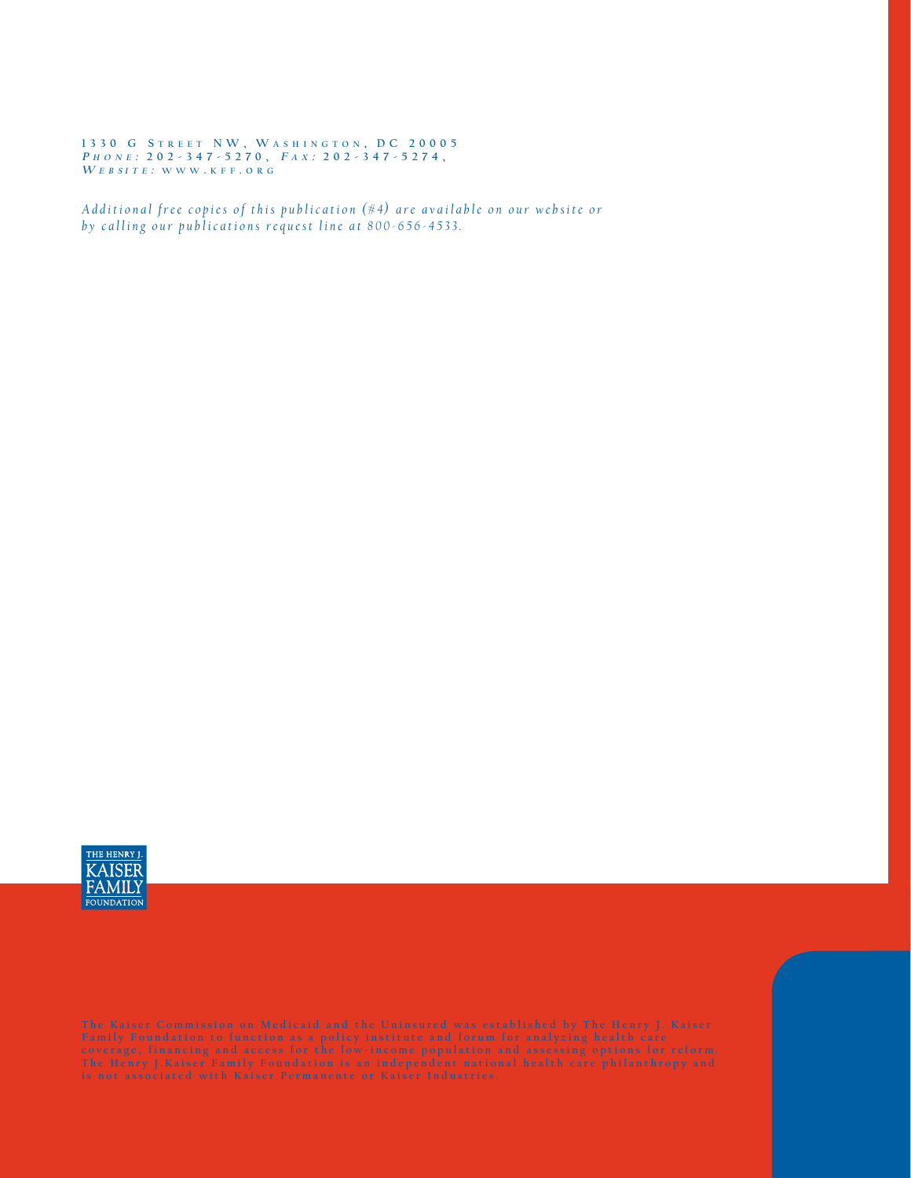1330 G Street NW, Washington, DC 20005
*Phone:* 202-347-5270, *Fax:* 202-347-5274,
*Website:* www.kff.org

*Additional free copies of this publication (#4) are available on our website or by calling our publications request line at 800-656-4533.*

THE HENRY J.
KAISER
FAMILY
FOUNDATION

**The Kaiser Commission on Medicaid and the Uninsured was established by The Henry J. Kaiser Family Foundation to function as a policy institute and forum for analyzing health care coverage, financing and access for the low-income population and assessing options for reform. The Henry J.Kaiser Family Foundation is an independent national health care philanthropy and is not associated with Kaiser Permanente or Kaiser Industries.**